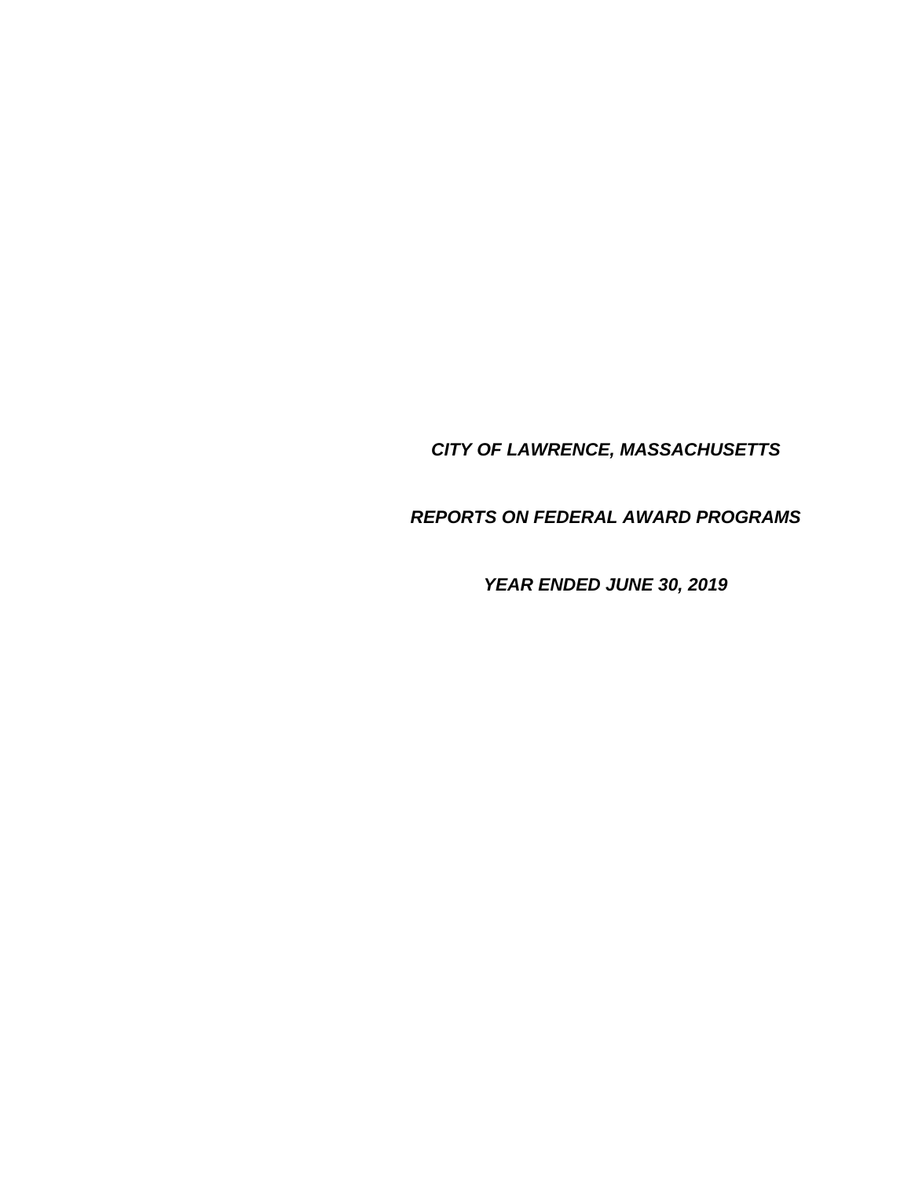# *CITY OF LAWRENCE, MASSACHUSETTS*

## *REPORTS ON FEDERAL AWARD PROGRAMS*

### *YEAR ENDED JUNE 30, 2019*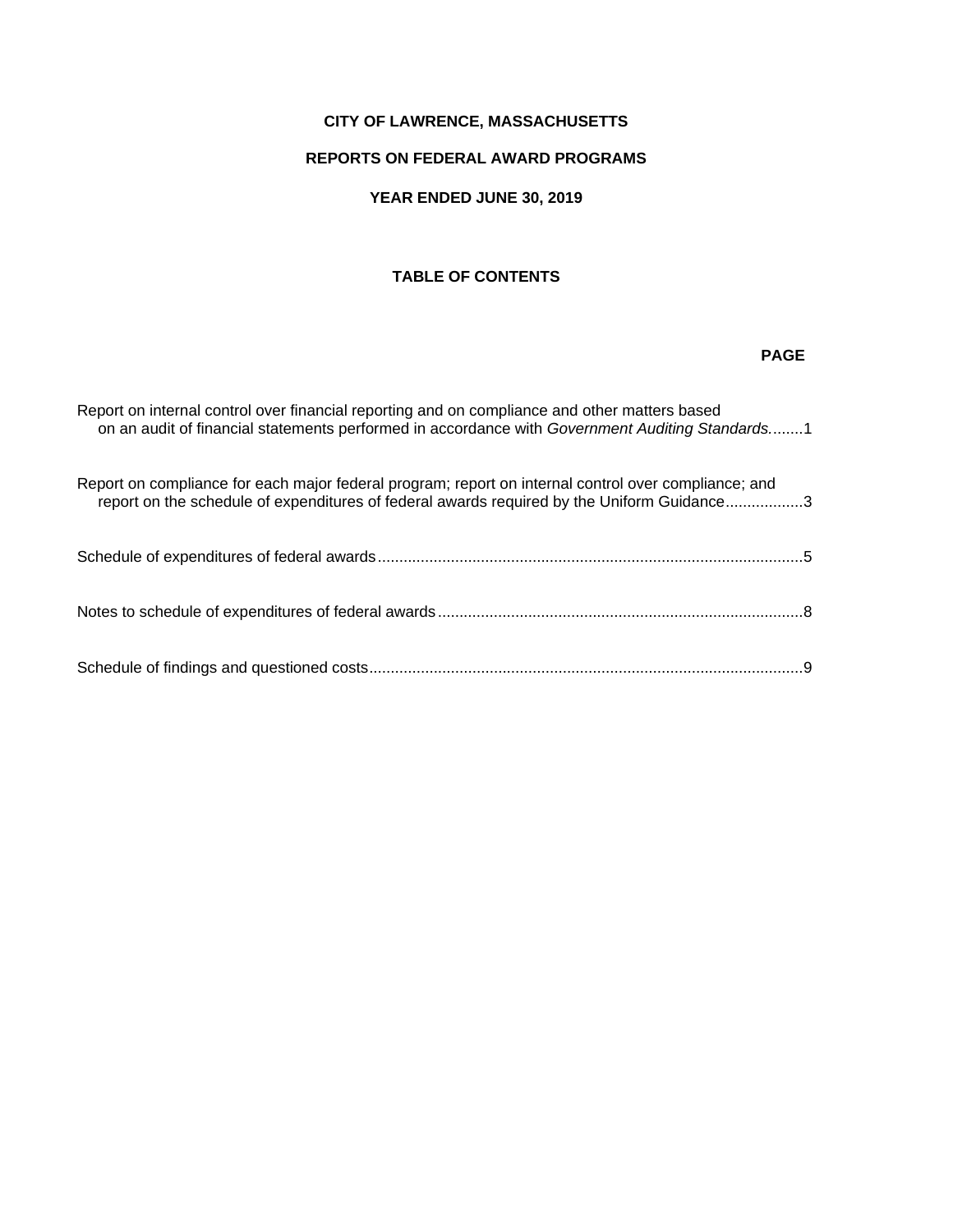**CITY OF LAWRENCE, MASSACHUSETTS**

**REPORTS ON FEDERAL AWARD PROGRAMS**

**YEAR ENDED JUNE 30, 2019**

**TABLE OF CONTENTS**

| | **PAGE** |
|---|---|
| Report on internal control over financial reporting and on compliance and other matters based on an audit of financial statements performed in accordance with *Government Auditing Standards.* | 1 |
| Report on compliance for each major federal program; report on internal control over compliance; and report on the schedule of expenditures of federal awards required by the Uniform Guidance | 3 |
| Schedule of expenditures of federal awards | 5 |
| Notes to schedule of expenditures of federal awards | 8 |
| Schedule of findings and questioned costs | 9 |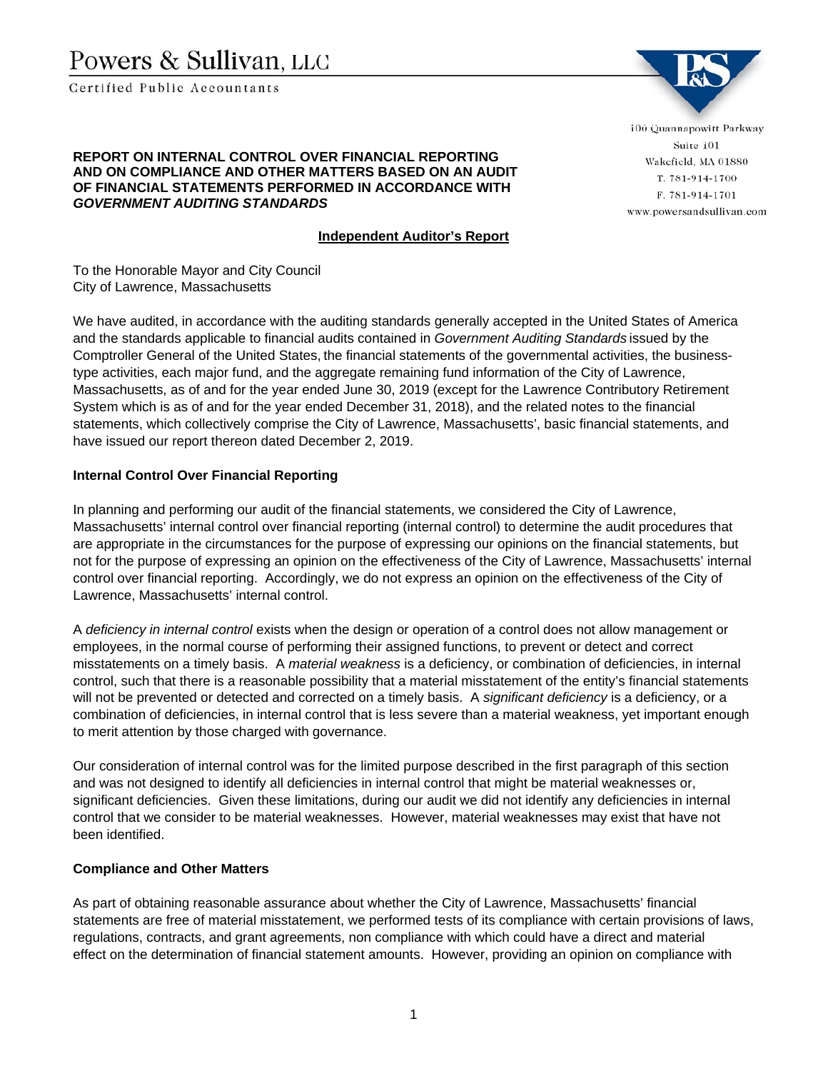# Powers & Sullivan, LLC

Certified Public Accountants

100 Quannapowitt Parkway
Suite 101
Wakefield, MA 01880
T. 781-914-1700
F. 781-914-1701
www.powersandsullivan.com

**REPORT ON INTERNAL CONTROL OVER FINANCIAL REPORTING AND ON COMPLIANCE AND OTHER MATTERS BASED ON AN AUDIT OF FINANCIAL STATEMENTS PERFORMED IN ACCORDANCE WITH *GOVERNMENT AUDITING STANDARDS***

**Independent Auditor's Report**

To the Honorable Mayor and City Council
City of Lawrence, Massachusetts

We have audited, in accordance with the auditing standards generally accepted in the United States of America and the standards applicable to financial audits contained in *Government Auditing Standards* issued by the Comptroller General of the United States, the financial statements of the governmental activities, the business-type activities, each major fund, and the aggregate remaining fund information of the City of Lawrence, Massachusetts, as of and for the year ended June 30, 2019 (except for the Lawrence Contributory Retirement System which is as of and for the year ended December 31, 2018), and the related notes to the financial statements, which collectively comprise the City of Lawrence, Massachusetts', basic financial statements, and have issued our report thereon dated December 2, 2019.

**Internal Control Over Financial Reporting**

In planning and performing our audit of the financial statements, we considered the City of Lawrence, Massachusetts' internal control over financial reporting (internal control) to determine the audit procedures that are appropriate in the circumstances for the purpose of expressing our opinions on the financial statements, but not for the purpose of expressing an opinion on the effectiveness of the City of Lawrence, Massachusetts' internal control over financial reporting. Accordingly, we do not express an opinion on the effectiveness of the City of Lawrence, Massachusetts' internal control.

A *deficiency in internal control* exists when the design or operation of a control does not allow management or employees, in the normal course of performing their assigned functions, to prevent or detect and correct misstatements on a timely basis. A *material weakness* is a deficiency, or combination of deficiencies, in internal control, such that there is a reasonable possibility that a material misstatement of the entity's financial statements will not be prevented or detected and corrected on a timely basis. A *significant deficiency* is a deficiency, or a combination of deficiencies, in internal control that is less severe than a material weakness, yet important enough to merit attention by those charged with governance.

Our consideration of internal control was for the limited purpose described in the first paragraph of this section and was not designed to identify all deficiencies in internal control that might be material weaknesses or, significant deficiencies. Given these limitations, during our audit we did not identify any deficiencies in internal control that we consider to be material weaknesses. However, material weaknesses may exist that have not been identified.

**Compliance and Other Matters**

As part of obtaining reasonable assurance about whether the City of Lawrence, Massachusetts' financial statements are free of material misstatement, we performed tests of its compliance with certain provisions of laws, regulations, contracts, and grant agreements, non compliance with which could have a direct and material effect on the determination of financial statement amounts. However, providing an opinion on compliance with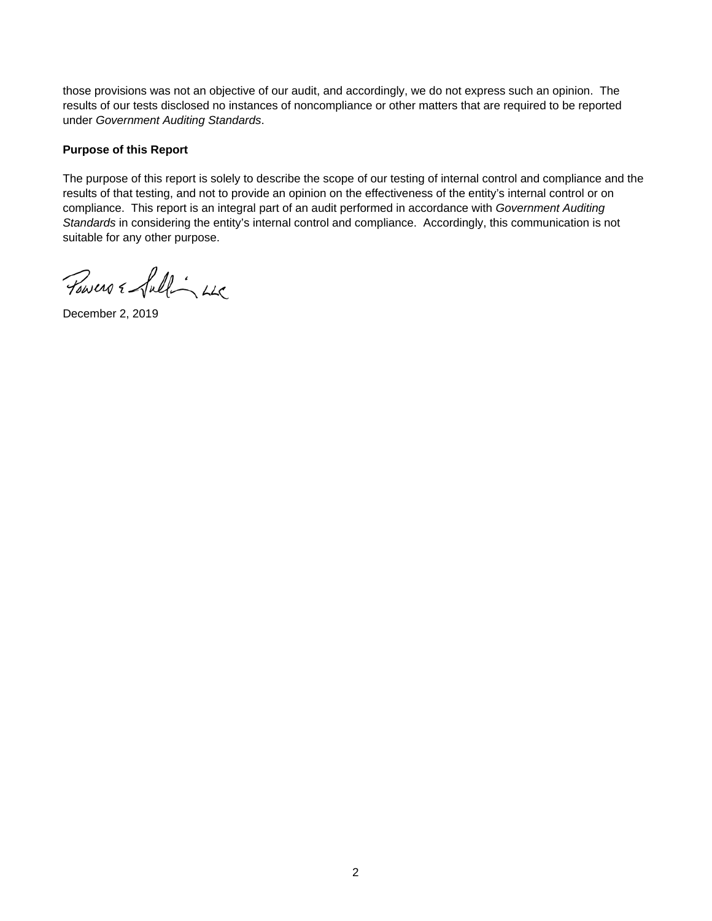those provisions was not an objective of our audit, and accordingly, we do not express such an opinion. The results of our tests disclosed no instances of noncompliance or other matters that are required to be reported under *Government Auditing Standards*.

**Purpose of this Report**

The purpose of this report is solely to describe the scope of our testing of internal control and compliance and the results of that testing, and not to provide an opinion on the effectiveness of the entity's internal control or on compliance. This report is an integral part of an audit performed in accordance with *Government Auditing Standards* in considering the entity's internal control and compliance. Accordingly, this communication is not suitable for any other purpose.

Powers & Sullivan, LLC

December 2, 2019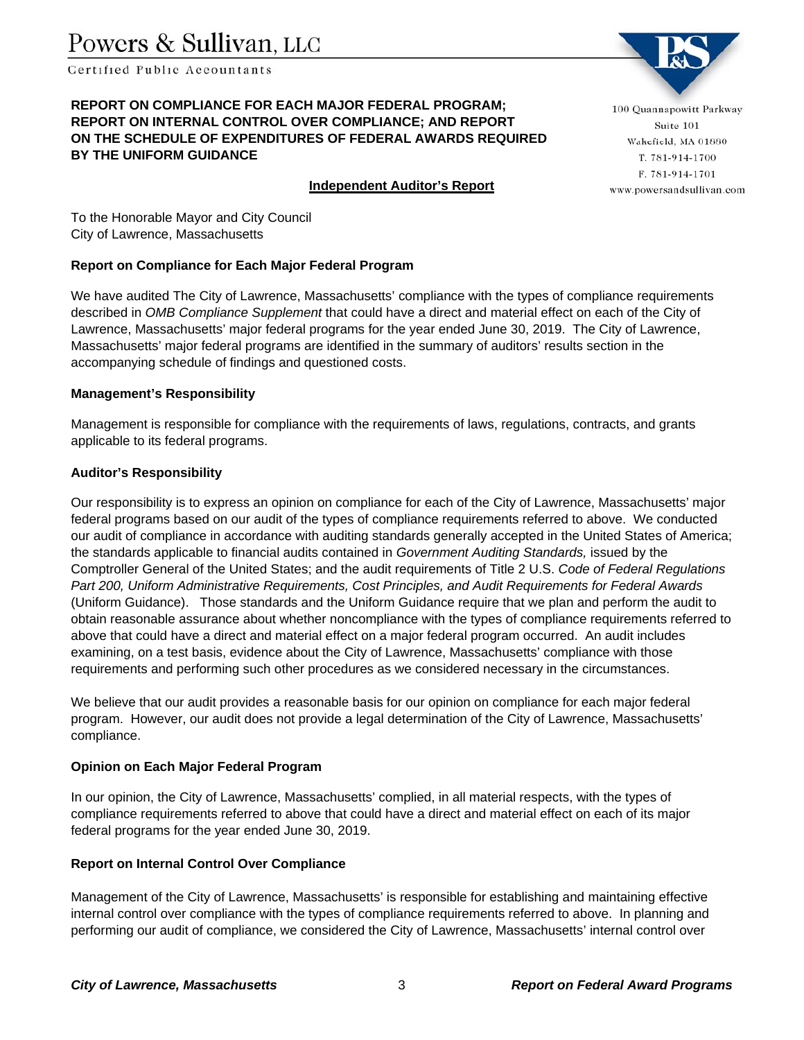Powers & Sullivan, LLC

Certified Public Accountants

100 Quannapowitt Parkway
Suite 101
Wakefield, MA 01880
T. 781-914-1700
F. 781-914-1701
www.powersandsullivan.com

**REPORT ON COMPLIANCE FOR EACH MAJOR FEDERAL PROGRAM; REPORT ON INTERNAL CONTROL OVER COMPLIANCE; AND REPORT ON THE SCHEDULE OF EXPENDITURES OF FEDERAL AWARDS REQUIRED BY THE UNIFORM GUIDANCE**

**Independent Auditor's Report**

To the Honorable Mayor and City Council
City of Lawrence, Massachusetts

**Report on Compliance for Each Major Federal Program**

We have audited The City of Lawrence, Massachusetts' compliance with the types of compliance requirements described in *OMB Compliance Supplement* that could have a direct and material effect on each of the City of Lawrence, Massachusetts' major federal programs for the year ended June 30, 2019. The City of Lawrence, Massachusetts' major federal programs are identified in the summary of auditors' results section in the accompanying schedule of findings and questioned costs.

**Management's Responsibility**

Management is responsible for compliance with the requirements of laws, regulations, contracts, and grants applicable to its federal programs.

**Auditor's Responsibility**

Our responsibility is to express an opinion on compliance for each of the City of Lawrence, Massachusetts' major federal programs based on our audit of the types of compliance requirements referred to above. We conducted our audit of compliance in accordance with auditing standards generally accepted in the United States of America; the standards applicable to financial audits contained in *Government Auditing Standards,* issued by the Comptroller General of the United States; and the audit requirements of Title 2 U.S. *Code of Federal Regulations Part 200, Uniform Administrative Requirements, Cost Principles, and Audit Requirements for Federal Awards* (Uniform Guidance). Those standards and the Uniform Guidance require that we plan and perform the audit to obtain reasonable assurance about whether noncompliance with the types of compliance requirements referred to above that could have a direct and material effect on a major federal program occurred. An audit includes examining, on a test basis, evidence about the City of Lawrence, Massachusetts' compliance with those requirements and performing such other procedures as we considered necessary in the circumstances.

We believe that our audit provides a reasonable basis for our opinion on compliance for each major federal program. However, our audit does not provide a legal determination of the City of Lawrence, Massachusetts' compliance.

**Opinion on Each Major Federal Program**

In our opinion, the City of Lawrence, Massachusetts' complied, in all material respects, with the types of compliance requirements referred to above that could have a direct and material effect on each of its major federal programs for the year ended June 30, 2019.

**Report on Internal Control Over Compliance**

Management of the City of Lawrence, Massachusetts' is responsible for establishing and maintaining effective internal control over compliance with the types of compliance requirements referred to above. In planning and performing our audit of compliance, we considered the City of Lawrence, Massachusetts' internal control over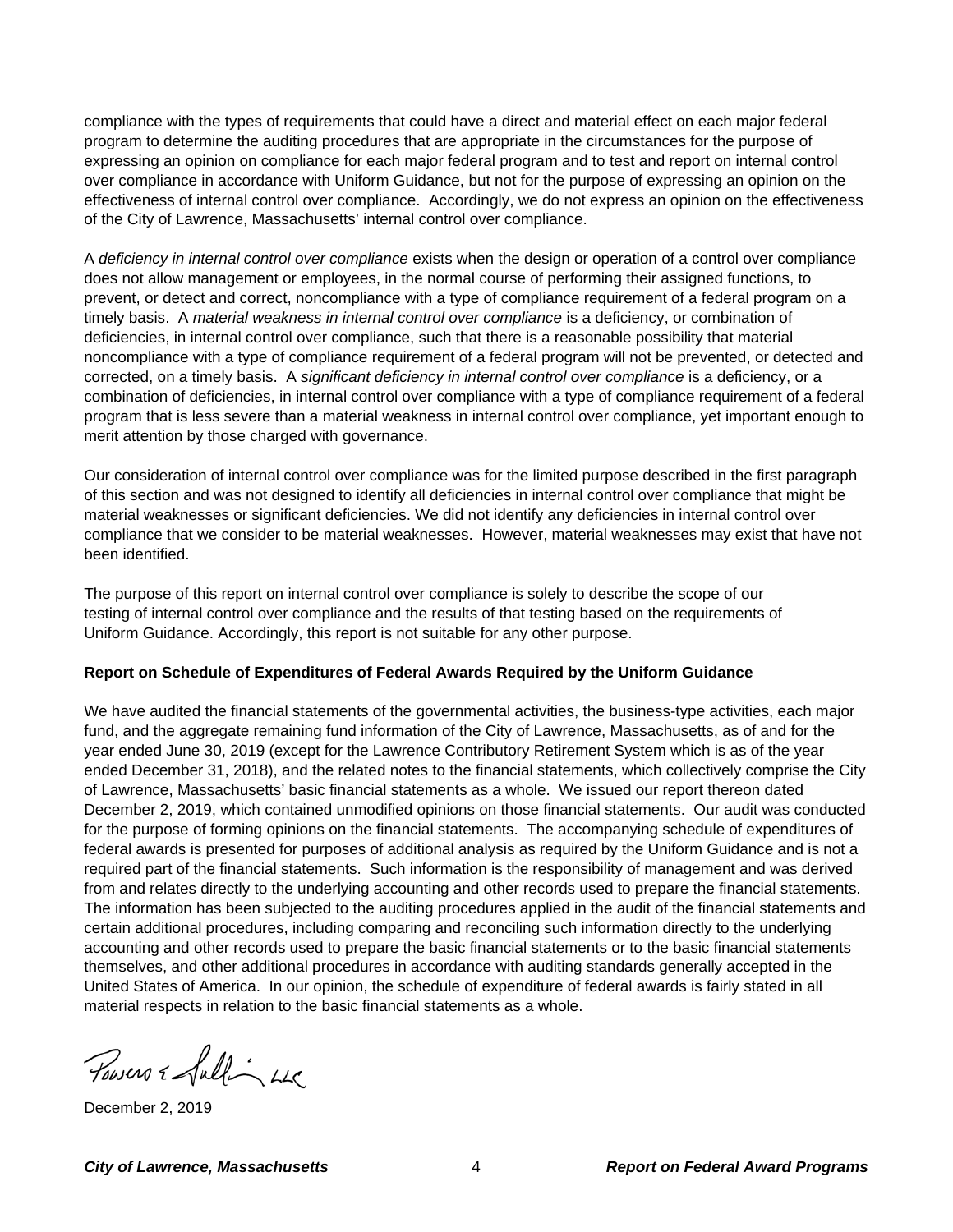compliance with the types of requirements that could have a direct and material effect on each major federal program to determine the auditing procedures that are appropriate in the circumstances for the purpose of expressing an opinion on compliance for each major federal program and to test and report on internal control over compliance in accordance with Uniform Guidance, but not for the purpose of expressing an opinion on the effectiveness of internal control over compliance. Accordingly, we do not express an opinion on the effectiveness of the City of Lawrence, Massachusetts' internal control over compliance.

A *deficiency in internal control over compliance* exists when the design or operation of a control over compliance does not allow management or employees, in the normal course of performing their assigned functions, to prevent, or detect and correct, noncompliance with a type of compliance requirement of a federal program on a timely basis. A *material weakness in internal control over compliance* is a deficiency, or combination of deficiencies, in internal control over compliance, such that there is a reasonable possibility that material noncompliance with a type of compliance requirement of a federal program will not be prevented, or detected and corrected, on a timely basis. A *significant deficiency in internal control over compliance* is a deficiency, or a combination of deficiencies, in internal control over compliance with a type of compliance requirement of a federal program that is less severe than a material weakness in internal control over compliance, yet important enough to merit attention by those charged with governance.

Our consideration of internal control over compliance was for the limited purpose described in the first paragraph of this section and was not designed to identify all deficiencies in internal control over compliance that might be material weaknesses or significant deficiencies. We did not identify any deficiencies in internal control over compliance that we consider to be material weaknesses. However, material weaknesses may exist that have not been identified.

The purpose of this report on internal control over compliance is solely to describe the scope of our testing of internal control over compliance and the results of that testing based on the requirements of Uniform Guidance. Accordingly, this report is not suitable for any other purpose.

**Report on Schedule of Expenditures of Federal Awards Required by the Uniform Guidance**

We have audited the financial statements of the governmental activities, the business-type activities, each major fund, and the aggregate remaining fund information of the City of Lawrence, Massachusetts, as of and for the year ended June 30, 2019 (except for the Lawrence Contributory Retirement System which is as of the year ended December 31, 2018), and the related notes to the financial statements, which collectively comprise the City of Lawrence, Massachusetts' basic financial statements as a whole. We issued our report thereon dated December 2, 2019, which contained unmodified opinions on those financial statements. Our audit was conducted for the purpose of forming opinions on the financial statements. The accompanying schedule of expenditures of federal awards is presented for purposes of additional analysis as required by the Uniform Guidance and is not a required part of the financial statements. Such information is the responsibility of management and was derived from and relates directly to the underlying accounting and other records used to prepare the financial statements. The information has been subjected to the auditing procedures applied in the audit of the financial statements and certain additional procedures, including comparing and reconciling such information directly to the underlying accounting and other records used to prepare the basic financial statements or to the basic financial statements themselves, and other additional procedures in accordance with auditing standards generally accepted in the United States of America. In our opinion, the schedule of expenditure of federal awards is fairly stated in all material respects in relation to the basic financial statements as a whole.

Powers & Sullivan, LLC

December 2, 2019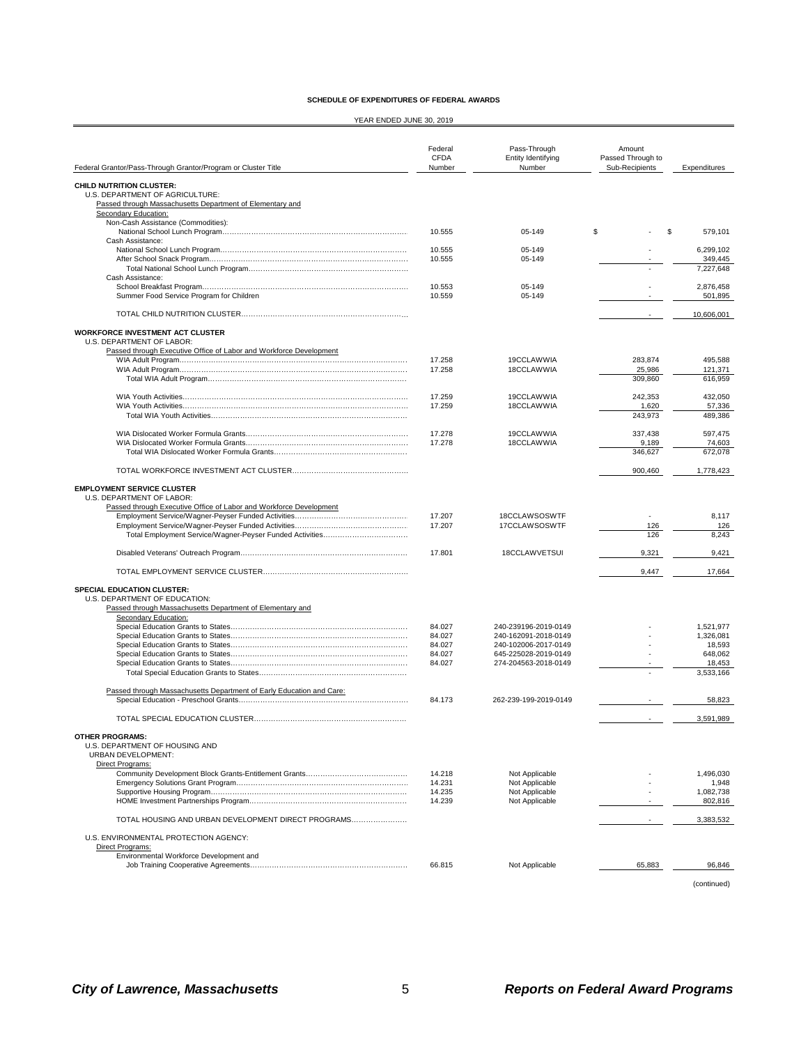**SCHEDULE OF EXPENDITURES OF FEDERAL AWARDS**

YEAR ENDED JUNE 30, 2019

| Federal Grantor/Pass-Through Grantor/Program or Cluster Title | Federal CFDA Number | Pass-Through Entity Identifying Number | Amount Passed Through to Sub-Recipients | Expenditures |
|---|---|---|---|---|
| **CHILD NUTRITION CLUSTER:** | | | | |
| U.S. DEPARTMENT OF AGRICULTURE: | | | | |
| Passed through Massachusetts Department of Elementary and Secondary Education: | | | | |
| Non-Cash Assistance (Commodities): | | | | |
| National School Lunch Program | 10.555 | 05-149 | $ - | $ 579,101 |
| Cash Assistance: | | | | |
| National School Lunch Program | 10.555 | 05-149 | - | 6,299,102 |
| After School Snack Program | 10.555 | 05-149 | - | 349,445 |
| Total National School Lunch Program | | | - | 7,227,648 |
| Cash Assistance: | | | | |
| School Breakfast Program | 10.553 | 05-149 | - | 2,876,458 |
| Summer Food Service Program for Children | 10.559 | 05-149 | - | 501,895 |
| TOTAL CHILD NUTRITION CLUSTER | | | - | 10,606,001 |
| **WORKFORCE INVESTMENT ACT CLUSTER** | | | | |
| U.S. DEPARTMENT OF LABOR: | | | | |
| Passed through Executive Office of Labor and Workforce Development | | | | |
| WIA Adult Program | 17.258 | 19CCLAWWIA | 283,874 | 495,588 |
| WIA Adult Program | 17.258 | 18CCLAWWIA | 25,986 | 121,371 |
| Total WIA Adult Program | | | 309,860 | 616,959 |
| WIA Youth Activities | 17.259 | 19CCLAWWIA | 242,353 | 432,050 |
| WIA Youth Activities | 17.259 | 18CCLAWWIA | 1,620 | 57,336 |
| Total WIA Youth Activities | | | 243,973 | 489,386 |
| WIA Dislocated Worker Formula Grants | 17.278 | 19CCLAWWIA | 337,438 | 597,475 |
| WIA Dislocated Worker Formula Grants | 17.278 | 18CCLAWWIA | 9,189 | 74,603 |
| Total WIA Dislocated Worker Formula Grants | | | 346,627 | 672,078 |
| TOTAL WORKFORCE INVESTMENT ACT CLUSTER | | | 900,460 | 1,778,423 |
| **EMPLOYMENT SERVICE CLUSTER** | | | | |
| U.S. DEPARTMENT OF LABOR: | | | | |
| Passed through Executive Office of Labor and Workforce Development | | | | |
| Employment Service/Wagner-Peyser Funded Activities | 17.207 | 18CCLAWSOSWTF | - | 8,117 |
| Employment Service/Wagner-Peyser Funded Activities | 17.207 | 17CCLAWSOSWTF | 126 | 126 |
| Total Employment Service/Wagner-Peyser Funded Activities | | | 126 | 8,243 |
| Disabled Veterans' Outreach Program | 17.801 | 18CCLAWVETSUI | 9,321 | 9,421 |
| TOTAL EMPLOYMENT SERVICE CLUSTER | | | 9,447 | 17,664 |
| **SPECIAL EDUCATION CLUSTER:** | | | | |
| U.S. DEPARTMENT OF EDUCATION: | | | | |
| Passed through Massachusetts Department of Elementary and Secondary Education: | | | | |
| Special Education Grants to States | 84.027 | 240-239196-2019-0149 | - | 1,521,977 |
| Special Education Grants to States | 84.027 | 240-162091-2018-0149 | - | 1,326,081 |
| Special Education Grants to States | 84.027 | 240-102006-2017-0149 | - | 18,593 |
| Special Education Grants to States | 84.027 | 645-225028-2019-0149 | - | 648,062 |
| Special Education Grants to States | 84.027 | 274-204563-2018-0149 | - | 18,453 |
| Total Special Education Grants to States | | | - | 3,533,166 |
| Passed through Massachusetts Department of Early Education and Care: | | | | |
| Special Education - Preschool Grants | 84.173 | 262-239-199-2019-0149 | - | 58,823 |
| TOTAL SPECIAL EDUCATION CLUSTER | | | - | 3,591,989 |
| **OTHER PROGRAMS:** | | | | |
| U.S. DEPARTMENT OF HOUSING AND URBAN DEVELOPMENT: | | | | |
| Direct Programs: | | | | |
| Community Development Block Grants-Entitlement Grants | 14.218 | Not Applicable | - | 1,496,030 |
| Emergency Solutions Grant Program | 14.231 | Not Applicable | - | 1,948 |
| Supportive Housing Program | 14.235 | Not Applicable | - | 1,082,738 |
| HOME Investment Partnerships Program | 14.239 | Not Applicable | - | 802,816 |
| TOTAL HOUSING AND URBAN DEVELOPMENT DIRECT PROGRAMS | | | - | 3,383,532 |
| U.S. ENVIRONMENTAL PROTECTION AGENCY: | | | | |
| Direct Programs: | | | | |
| Environmental Workforce Development and Job Training Cooperative Agreements | 66.815 | Not Applicable | 65,883 | 96,846 |

(continued)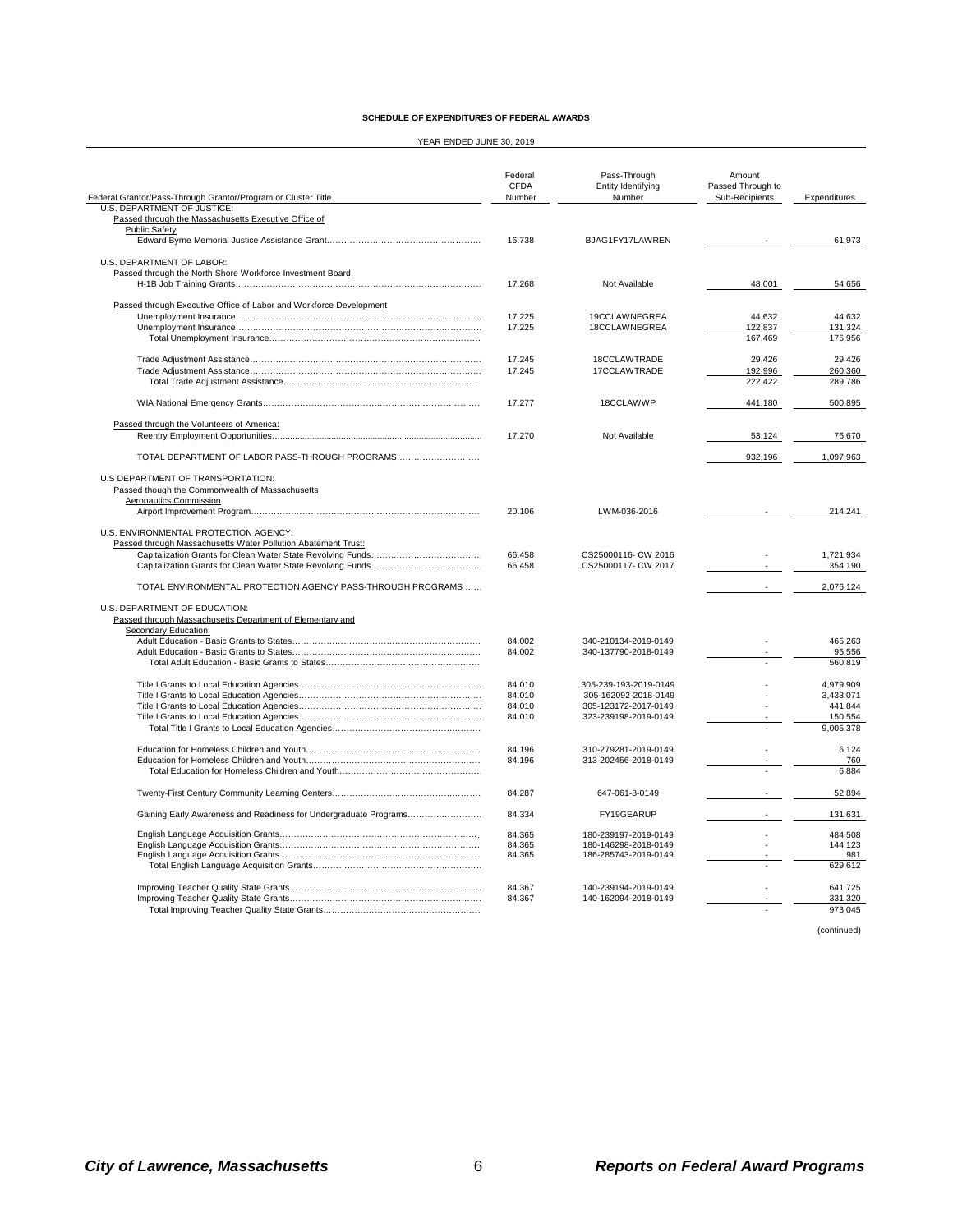**SCHEDULE OF EXPENDITURES OF FEDERAL AWARDS**

YEAR ENDED JUNE 30, 2019

| Federal Grantor/Pass-Through Grantor/Program or Cluster Title | Federal CFDA Number | Pass-Through Entity Identifying Number | Amount Passed Through to Sub-Recipients | Expenditures |
|---|---|---|---|---|
| U.S. DEPARTMENT OF JUSTICE: | | | | |
| Passed through the Massachusetts Executive Office of Public Safety | | | | |
| Edward Byrne Memorial Justice Assistance Grant | 16.738 | BJAG1FY17LAWREN | - | 61,973 |
| U.S. DEPARTMENT OF LABOR: | | | | |
| Passed through the North Shore Workforce Investment Board: | | | | |
| H-1B Job Training Grants | 17.268 | Not Available | 48,001 | 54,656 |
| Passed through Executive Office of Labor and Workforce Development | | | | |
| Unemployment Insurance | 17.225 | 19CCLAWNEGREA | 44,632 | 44,632 |
| Unemployment Insurance | 17.225 | 18CCLAWNEGREA | 122,837 | 131,324 |
| Total Unemployment Insurance | | | 167,469 | 175,956 |
| Trade Adjustment Assistance | 17.245 | 18CCLAWTRADE | 29,426 | 29,426 |
| Trade Adjustment Assistance | 17.245 | 17CCLAWTRADE | 192,996 | 260,360 |
| Total Trade Adjustment Assistance | | | 222,422 | 289,786 |
| WIA National Emergency Grants | 17.277 | 18CCLAWWP | 441,180 | 500,895 |
| Passed through the Volunteers of America: | | | | |
| Reentry Employment Opportunities | 17.270 | Not Available | 53,124 | 76,670 |
| TOTAL DEPARTMENT OF LABOR PASS-THROUGH PROGRAMS | | | 932,196 | 1,097,963 |
| U.S DEPARTMENT OF TRANSPORTATION: | | | | |
| Passed though the Commonwealth of Massachusetts Aeronautics Commission | | | | |
| Airport Improvement Program | 20.106 | LWM-036-2016 | - | 214,241 |
| U.S. ENVIRONMENTAL PROTECTION AGENCY: | | | | |
| Passed through Massachusetts Water Pollution Abatement Trust: | | | | |
| Capitalization Grants for Clean Water State Revolving Funds | 66.458 | CS25000116- CW 2016 | - | 1,721,934 |
| Capitalization Grants for Clean Water State Revolving Funds | 66.458 | CS25000117- CW 2017 | - | 354,190 |
| TOTAL ENVIRONMENTAL PROTECTION AGENCY PASS-THROUGH PROGRAMS | | | - | 2,076,124 |
| U.S. DEPARTMENT OF EDUCATION: | | | | |
| Passed through Massachusetts Department of Elementary and Secondary Education: | | | | |
| Adult Education - Basic Grants to States | 84.002 | 340-210134-2019-0149 | - | 465,263 |
| Adult Education - Basic Grants to States | 84.002 | 340-137790-2018-0149 | - | 95,556 |
| Total Adult Education - Basic Grants to States | | | - | 560,819 |
| Title I Grants to Local Education Agencies | 84.010 | 305-239-193-2019-0149 | - | 4,979,909 |
| Title I Grants to Local Education Agencies | 84.010 | 305-162092-2018-0149 | - | 3,433,071 |
| Title I Grants to Local Education Agencies | 84.010 | 305-123172-2017-0149 | - | 441,844 |
| Title I Grants to Local Education Agencies | 84.010 | 323-239198-2019-0149 | - | 150,554 |
| Total Title I Grants to Local Education Agencies | | | - | 9,005,378 |
| Education for Homeless Children and Youth | 84.196 | 310-279281-2019-0149 | - | 6,124 |
| Education for Homeless Children and Youth | 84.196 | 313-202456-2018-0149 | - | 760 |
| Total Education for Homeless Children and Youth | | | - | 6,884 |
| Twenty-First Century Community Learning Centers | 84.287 | 647-061-8-0149 | - | 52,894 |
| Gaining Early Awareness and Readiness for Undergraduate Programs | 84.334 | FY19GEARUP | - | 131,631 |
| English Language Acquisition Grants | 84.365 | 180-239197-2019-0149 | - | 484,508 |
| English Language Acquisition Grants | 84.365 | 180-146298-2018-0149 | - | 144,123 |
| English Language Acquisition Grants | 84.365 | 186-285743-2019-0149 | - | 981 |
| Total English Language Acquisition Grants | | | - | 629,612 |
| Improving Teacher Quality State Grants | 84.367 | 140-239194-2019-0149 | - | 641,725 |
| Improving Teacher Quality State Grants | 84.367 | 140-162094-2018-0149 | - | 331,320 |
| Total Improving Teacher Quality State Grants | | | - | 973,045 |

(continued)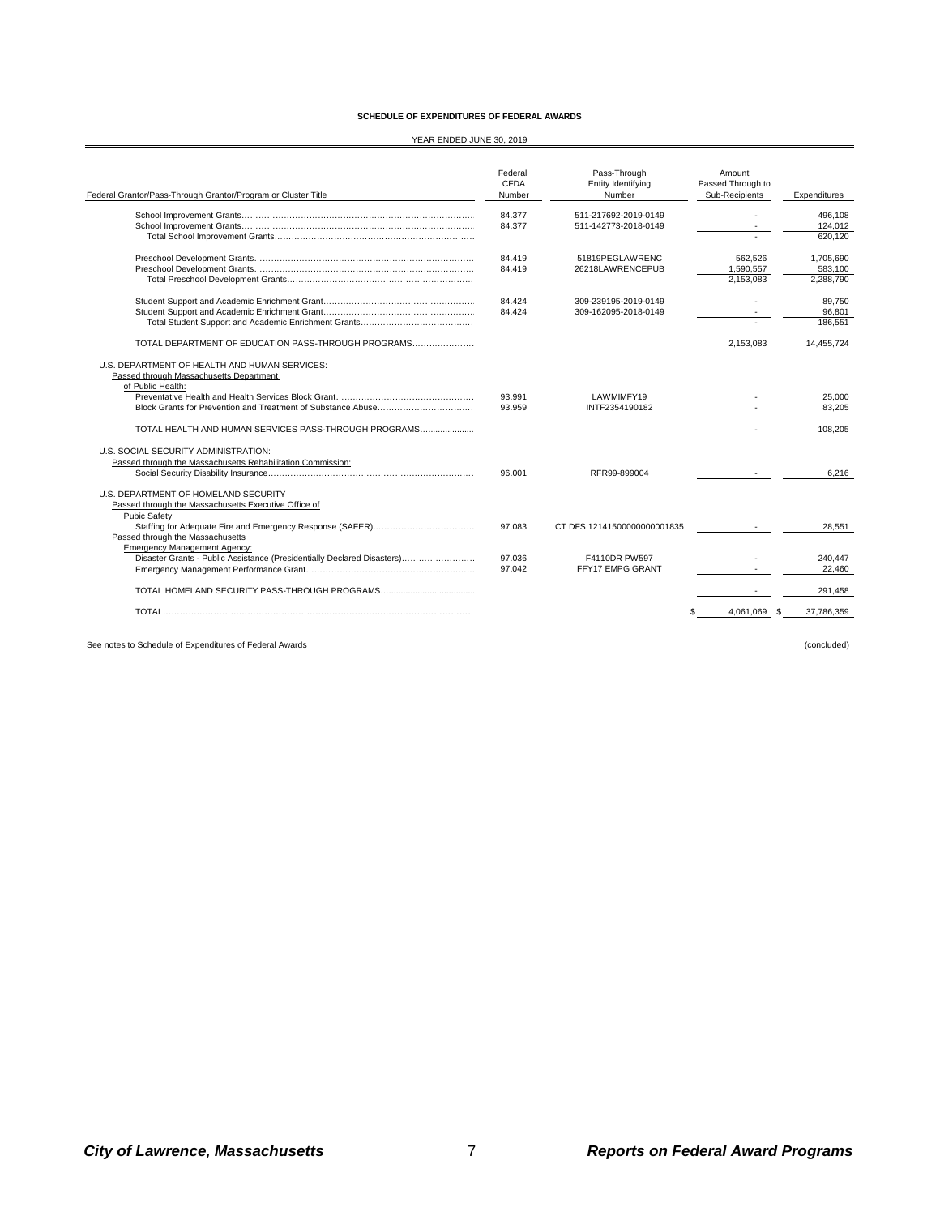**SCHEDULE OF EXPENDITURES OF FEDERAL AWARDS**

YEAR ENDED JUNE 30, 2019

| Federal Grantor/Pass-Through Grantor/Program or Cluster Title | Federal CFDA Number | Pass-Through Entity Identifying Number | Amount Passed Through to Sub-Recipients | Expenditures |
|---|---|---|---|---|
| School Improvement Grants | 84.377 | 511-217692-2019-0149 | - | 496,108 |
| School Improvement Grants | 84.377 | 511-142773-2018-0149 | - | 124,012 |
| Total School Improvement Grants | | | - | 620,120 |
| Preschool Development Grants | 84.419 | 51819PEGLAWRENC | 562,526 | 1,705,690 |
| Preschool Development Grants | 84.419 | 26218LAWRENCEPUB | 1,590,557 | 583,100 |
| Total Preschool Development Grants | | | 2,153,083 | 2,288,790 |
| Student Support and Academic Enrichment Grant | 84.424 | 309-239195-2019-0149 | - | 89,750 |
| Student Support and Academic Enrichment Grant | 84.424 | 309-162095-2018-0149 | - | 96,801 |
| Total Student Support and Academic Enrichment Grants | | | - | 186,551 |
| TOTAL DEPARTMENT OF EDUCATION PASS-THROUGH PROGRAMS | | | 2,153,083 | 14,455,724 |
| U.S. DEPARTMENT OF HEALTH AND HUMAN SERVICES: | | | | |
| Passed through Massachusetts Department of Public Health: | | | | |
| Preventative Health and Health Services Block Grant | 93.991 | LAWMIMFY19 | - | 25,000 |
| Block Grants for Prevention and Treatment of Substance Abuse | 93.959 | INTF2354190182 | - | 83,205 |
| TOTAL HEALTH AND HUMAN SERVICES PASS-THROUGH PROGRAMS | | | - | 108,205 |
| U.S. SOCIAL SECURITY ADMINISTRATION: | | | | |
| Passed through the Massachusetts Rehabilitation Commission: | | | | |
| Social Security Disability Insurance | 96.001 | RFR99-899004 | - | 6,216 |
| U.S. DEPARTMENT OF HOMELAND SECURITY | | | | |
| Passed through the Massachusetts Executive Office of Pubic Safety | | | | |
| Staffing for Adequate Fire and Emergency Response (SAFER) | 97.083 | CT DFS 12141500000000001835 | - | 28,551 |
| Passed through the Massachusetts Emergency Management Agency: | | | | |
| Disaster Grants - Public Assistance (Presidentially Declared Disasters) | 97.036 | F4110DR PW597 | - | 240,447 |
| Emergency Management Performance Grant | 97.042 | FFY17 EMPG GRANT | - | 22,460 |
| TOTAL HOMELAND SECURITY PASS-THROUGH PROGRAMS | | | - | 291,458 |
| TOTAL | | | $ 4,061,069 | $ 37,786,359 |

See notes to Schedule of Expenditures of Federal Awards

(concluded)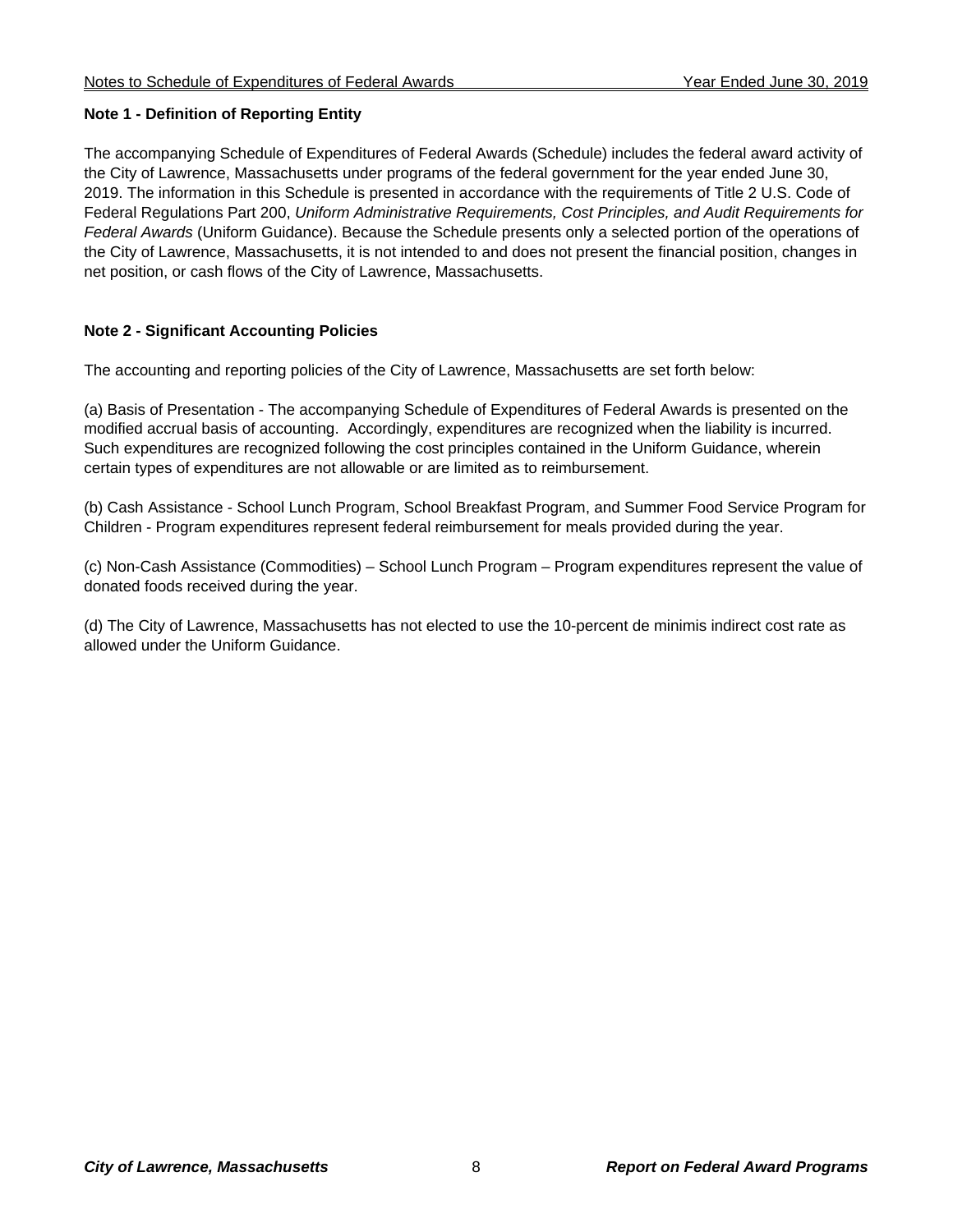## Note 1 - Definition of Reporting Entity

The accompanying Schedule of Expenditures of Federal Awards (Schedule) includes the federal award activity of the City of Lawrence, Massachusetts under programs of the federal government for the year ended June 30, 2019. The information in this Schedule is presented in accordance with the requirements of Title 2 U.S. Code of Federal Regulations Part 200, *Uniform Administrative Requirements, Cost Principles, and Audit Requirements for Federal Awards* (Uniform Guidance). Because the Schedule presents only a selected portion of the operations of the City of Lawrence, Massachusetts, it is not intended to and does not present the financial position, changes in net position, or cash flows of the City of Lawrence, Massachusetts.

## Note 2 - Significant Accounting Policies

The accounting and reporting policies of the City of Lawrence, Massachusetts are set forth below:

(a) Basis of Presentation - The accompanying Schedule of Expenditures of Federal Awards is presented on the modified accrual basis of accounting. Accordingly, expenditures are recognized when the liability is incurred. Such expenditures are recognized following the cost principles contained in the Uniform Guidance, wherein certain types of expenditures are not allowable or are limited as to reimbursement.

(b) Cash Assistance - School Lunch Program, School Breakfast Program, and Summer Food Service Program for Children - Program expenditures represent federal reimbursement for meals provided during the year.

(c) Non-Cash Assistance (Commodities) – School Lunch Program – Program expenditures represent the value of donated foods received during the year.

(d) The City of Lawrence, Massachusetts has not elected to use the 10-percent de minimis indirect cost rate as allowed under the Uniform Guidance.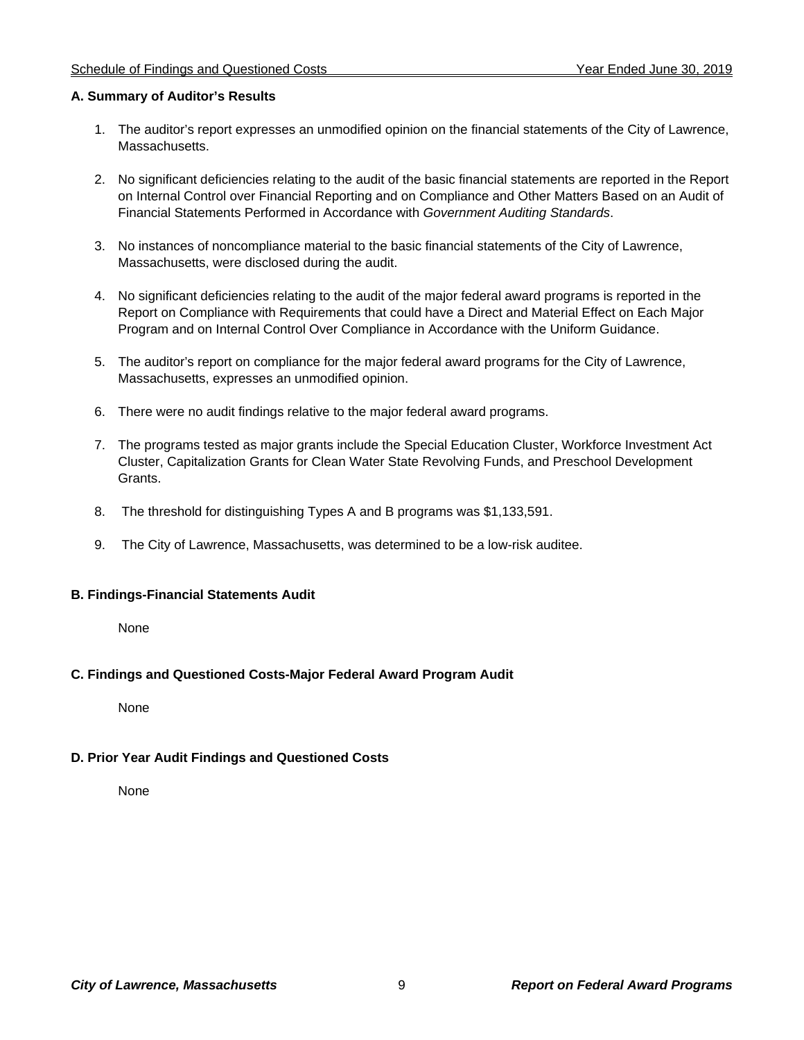# Schedule of Findings and Questioned Costs — Year Ended June 30, 2019

## A. Summary of Auditor's Results

1. The auditor's report expresses an unmodified opinion on the financial statements of the City of Lawrence, Massachusetts.

2. No significant deficiencies relating to the audit of the basic financial statements are reported in the Report on Internal Control over Financial Reporting and on Compliance and Other Matters Based on an Audit of Financial Statements Performed in Accordance with *Government Auditing Standards*.

3. No instances of noncompliance material to the basic financial statements of the City of Lawrence, Massachusetts, were disclosed during the audit.

4. No significant deficiencies relating to the audit of the major federal award programs is reported in the Report on Compliance with Requirements that could have a Direct and Material Effect on Each Major Program and on Internal Control Over Compliance in Accordance with the Uniform Guidance.

5. The auditor's report on compliance for the major federal award programs for the City of Lawrence, Massachusetts, expresses an unmodified opinion.

6. There were no audit findings relative to the major federal award programs.

7. The programs tested as major grants include the Special Education Cluster, Workforce Investment Act Cluster, Capitalization Grants for Clean Water State Revolving Funds, and Preschool Development Grants.

8. The threshold for distinguishing Types A and B programs was $1,133,591.

9. The City of Lawrence, Massachusetts, was determined to be a low-risk auditee.

## B. Findings-Financial Statements Audit

None

## C. Findings and Questioned Costs-Major Federal Award Program Audit

None

## D. Prior Year Audit Findings and Questioned Costs

None